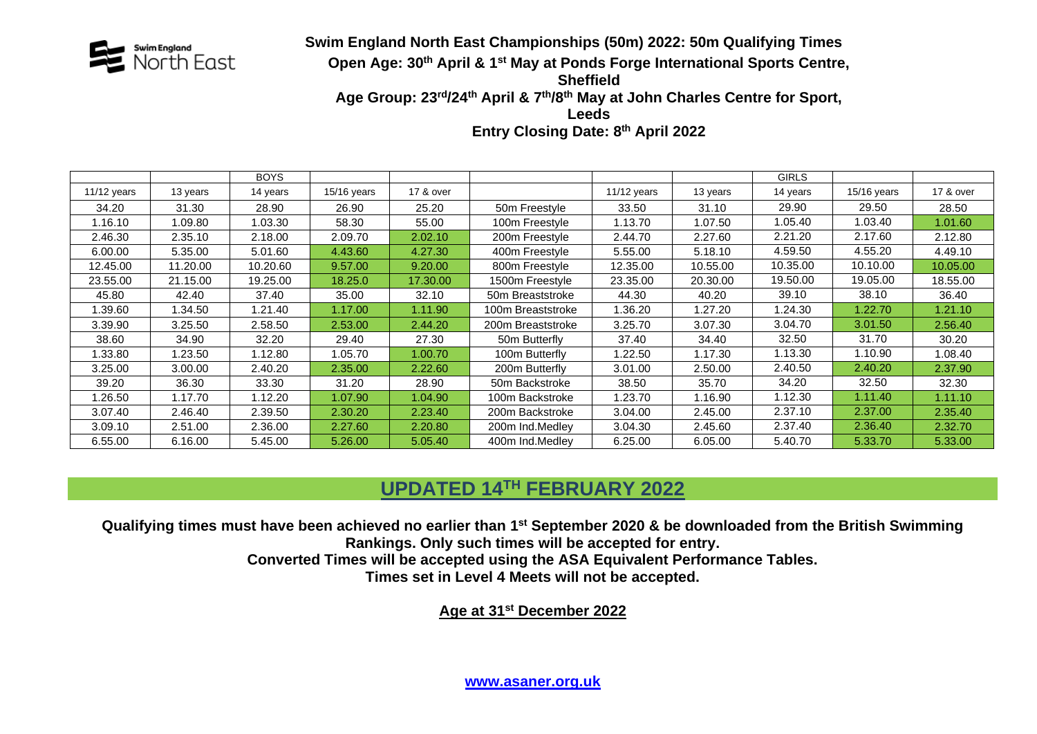Swim England North East

**Swim England North East Championships (50m) 2022: 50m Qualifying Times**

**Open Age: 30th April & 1st May at Ponds Forge International Sports Centre, Sheffield**

**Age Group: 23rd/24th April & 7th/8th May at John Charles Centre for Sport, Leeds**

**Entry Closing Date: 8th April 2022**

| | | BOYS | | | | | | GIRLS | | |
|---|---|---|---|---|---|---|---|---|---|---|
| 11/12 years | 13 years | 14 years | 15/16 years | 17 & over | | 11/12 years | 13 years | 14 years | 15/16 years | 17 & over |
| 34.20 | 31.30 | 28.90 | 26.90 | 25.20 | 50m Freestyle | 33.50 | 31.10 | 29.90 | 29.50 | 28.50 |
| 1.16.10 | 1.09.80 | 1.03.30 | 58.30 | 55.00 | 100m Freestyle | 1.13.70 | 1.07.50 | 1.05.40 | 1.03.40 | 1.01.60 |
| 2.46.30 | 2.35.10 | 2.18.00 | 2.09.70 | 2.02.10 | 200m Freestyle | 2.44.70 | 2.27.60 | 2.21.20 | 2.17.60 | 2.12.80 |
| 6.00.00 | 5.35.00 | 5.01.60 | 4.43.60 | 4.27.30 | 400m Freestyle | 5.55.00 | 5.18.10 | 4.59.50 | 4.55.20 | 4.49.10 |
| 12.45.00 | 11.20.00 | 10.20.60 | 9.57.00 | 9.20.00 | 800m Freestyle | 12.35.00 | 10.55.00 | 10.35.00 | 10.10.00 | 10.05.00 |
| 23.55.00 | 21.15.00 | 19.25.00 | 18.25.0 | 17.30.00 | 1500m Freestyle | 23.35.00 | 20.30.00 | 19.50.00 | 19.05.00 | 18.55.00 |
| 45.80 | 42.40 | 37.40 | 35.00 | 32.10 | 50m Breaststroke | 44.30 | 40.20 | 39.10 | 38.10 | 36.40 |
| 1.39.60 | 1.34.50 | 1.21.40 | 1.17.00 | 1.11.90 | 100m Breaststroke | 1.36.20 | 1.27.20 | 1.24.30 | 1.22.70 | 1.21.10 |
| 3.39.90 | 3.25.50 | 2.58.50 | 2.53.00 | 2.44.20 | 200m Breaststroke | 3.25.70 | 3.07.30 | 3.04.70 | 3.01.50 | 2.56.40 |
| 38.60 | 34.90 | 32.20 | 29.40 | 27.30 | 50m Butterfly | 37.40 | 34.40 | 32.50 | 31.70 | 30.20 |
| 1.33.80 | 1.23.50 | 1.12.80 | 1.05.70 | 1.00.70 | 100m Butterfly | 1.22.50 | 1.17.30 | 1.13.30 | 1.10.90 | 1.08.40 |
| 3.25.00 | 3.00.00 | 2.40.20 | 2.35.00 | 2.22.60 | 200m Butterfly | 3.01.00 | 2.50.00 | 2.40.50 | 2.40.20 | 2.37.90 |
| 39.20 | 36.30 | 33.30 | 31.20 | 28.90 | 50m Backstroke | 38.50 | 35.70 | 34.20 | 32.50 | 32.30 |
| 1.26.50 | 1.17.70 | 1.12.20 | 1.07.90 | 1.04.90 | 100m Backstroke | 1.23.70 | 1.16.90 | 1.12.30 | 1.11.40 | 1.11.10 |
| 3.07.40 | 2.46.40 | 2.39.50 | 2.30.20 | 2.23.40 | 200m Backstroke | 3.04.00 | 2.45.00 | 2.37.10 | 2.37.00 | 2.35.40 |
| 3.09.10 | 2.51.00 | 2.36.00 | 2.27.60 | 2.20.80 | 200m Ind.Medley | 3.04.30 | 2.45.60 | 2.37.40 | 2.36.40 | 2.32.70 |
| 6.55.00 | 6.16.00 | 5.45.00 | 5.26.00 | 5.05.40 | 400m Ind.Medley | 6.25.00 | 6.05.00 | 5.40.70 | 5.33.70 | 5.33.00 |

## UPDATED 14TH FEBRUARY 2022

**Qualifying times must have been achieved no earlier than 1st September 2020 & be downloaded from the British Swimming Rankings. Only such times will be accepted for entry.**

**Converted Times will be accepted using the ASA Equivalent Performance Tables.**

**Times set in Level 4 Meets will not be accepted.**

**Age at 31st December 2022**

**www.asaner.org.uk**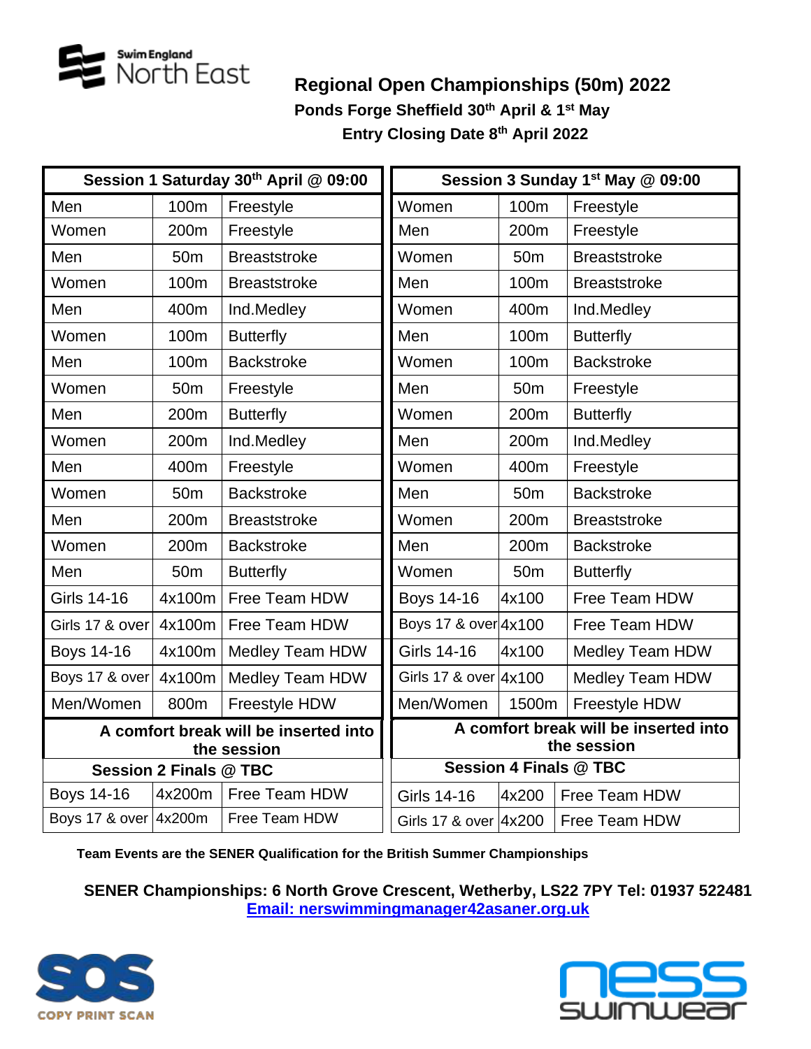Swim England North East

## Regional Open Championships (50m) 2022

**Ponds Forge Sheffield 30th April & 1st May**

**Entry Closing Date 8th April 2022**

| Session 1 Saturday 30th April @ 09:00 | | | Session 3 Sunday 1st May @ 09:00 | | |
|---|---|---|---|---|---|
| Men | 100m | Freestyle | Women | 100m | Freestyle |
| Women | 200m | Freestyle | Men | 200m | Freestyle |
| Men | 50m | Breaststroke | Women | 50m | Breaststroke |
| Women | 100m | Breaststroke | Men | 100m | Breaststroke |
| Men | 400m | Ind.Medley | Women | 400m | Ind.Medley |
| Women | 100m | Butterfly | Men | 100m | Butterfly |
| Men | 100m | Backstroke | Women | 100m | Backstroke |
| Women | 50m | Freestyle | Men | 50m | Freestyle |
| Men | 200m | Butterfly | Women | 200m | Butterfly |
| Women | 200m | Ind.Medley | Men | 200m | Ind.Medley |
| Men | 400m | Freestyle | Women | 400m | Freestyle |
| Women | 50m | Backstroke | Men | 50m | Backstroke |
| Men | 200m | Breaststroke | Women | 200m | Breaststroke |
| Women | 200m | Backstroke | Men | 200m | Backstroke |
| Men | 50m | Butterfly | Women | 50m | Butterfly |
| Girls 14-16 | 4x100m | Free Team HDW | Boys 14-16 | 4x100 | Free Team HDW |
| Girls 17 & over | 4x100m | Free Team HDW | Boys 17 & over | 4x100 | Free Team HDW |
| Boys 14-16 | 4x100m | Medley Team HDW | Girls 14-16 | 4x100 | Medley Team HDW |
| Boys 17 & over | 4x100m | Medley Team HDW | Girls 17 & over | 4x100 | Medley Team HDW |
| Men/Women | 800m | Freestyle HDW | Men/Women | 1500m | Freestyle HDW |
| **A comfort break will be inserted into the session** | | | **A comfort break will be inserted into the session** | | |
| **Session 2 Finals @ TBC** | | | **Session 4 Finals @ TBC** | | |
| Boys 14-16 | 4x200m | Free Team HDW | Girls 14-16 | 4x200 | Free Team HDW |
| Boys 17 & over | 4x200m | Free Team HDW | Girls 17 & over | 4x200 | Free Team HDW |

**Team Events are the SENER Qualification for the British Summer Championships**

**SENER Championships: 6 North Grove Crescent, Wetherby, LS22 7PY Tel: 01937 522481**

**Email: nerswimmingmanager42asaner.org.uk**

SOS COPY PRINT SCAN

ness swimwear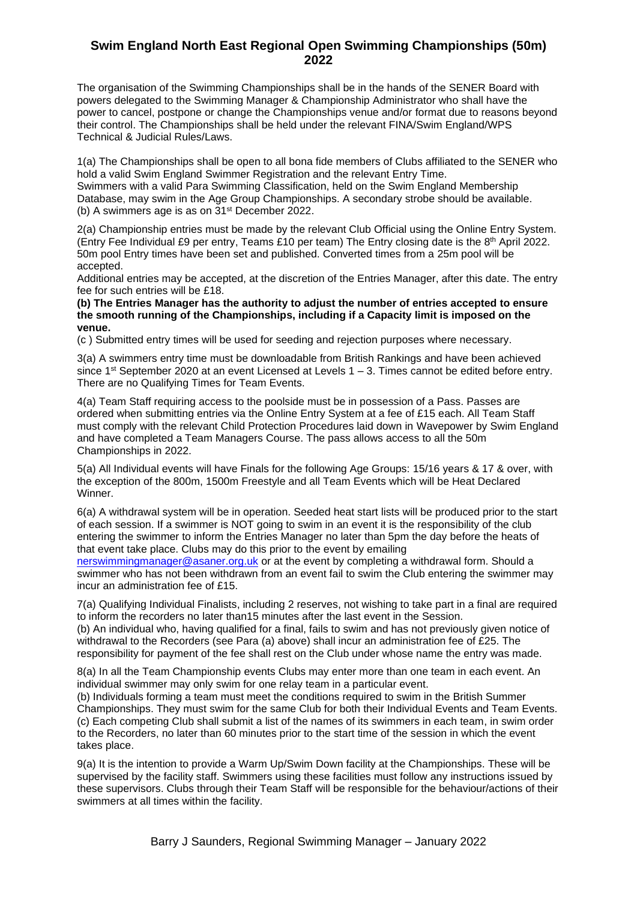# Swim England North East Regional Open Swimming Championships (50m) 2022

The organisation of the Swimming Championships shall be in the hands of the SENER Board with powers delegated to the Swimming Manager & Championship Administrator who shall have the power to cancel, postpone or change the Championships venue and/or format due to reasons beyond their control. The Championships shall be held under the relevant FINA/Swim England/WPS Technical & Judicial Rules/Laws.

1(a) The Championships shall be open to all bona fide members of Clubs affiliated to the SENER who hold a valid Swim England Swimmer Registration and the relevant Entry Time.
Swimmers with a valid Para Swimming Classification, held on the Swim England Membership Database, may swim in the Age Group Championships. A secondary strobe should be available.
(b) A swimmers age is as on 31st December 2022.

2(a) Championship entries must be made by the relevant Club Official using the Online Entry System. (Entry Fee Individual £9 per entry, Teams £10 per team) The Entry closing date is the 8th April 2022. 50m pool Entry times have been set and published. Converted times from a 25m pool will be accepted.
Additional entries may be accepted, at the discretion of the Entries Manager, after this date. The entry fee for such entries will be £18.
**(b) The Entries Manager has the authority to adjust the number of entries accepted to ensure the smooth running of the Championships, including if a Capacity limit is imposed on the venue.**
(c ) Submitted entry times will be used for seeding and rejection purposes where necessary.

3(a) A swimmers entry time must be downloadable from British Rankings and have been achieved since 1st September 2020 at an event Licensed at Levels 1 – 3. Times cannot be edited before entry. There are no Qualifying Times for Team Events.

4(a) Team Staff requiring access to the poolside must be in possession of a Pass. Passes are ordered when submitting entries via the Online Entry System at a fee of £15 each. All Team Staff must comply with the relevant Child Protection Procedures laid down in Wavepower by Swim England and have completed a Team Managers Course. The pass allows access to all the 50m Championships in 2022.

5(a) All Individual events will have Finals for the following Age Groups: 15/16 years & 17 & over, with the exception of the 800m, 1500m Freestyle and all Team Events which will be Heat Declared Winner.

6(a) A withdrawal system will be in operation. Seeded heat start lists will be produced prior to the start of each session. If a swimmer is NOT going to swim in an event it is the responsibility of the club entering the swimmer to inform the Entries Manager no later than 5pm the day before the heats of that event take place. Clubs may do this prior to the event by emailing nerswimmingmanager@asaner.org.uk or at the event by completing a withdrawal form. Should a swimmer who has not been withdrawn from an event fail to swim the Club entering the swimmer may incur an administration fee of £15.

7(a) Qualifying Individual Finalists, including 2 reserves, not wishing to take part in a final are required to inform the recorders no later than15 minutes after the last event in the Session.
(b) An individual who, having qualified for a final, fails to swim and has not previously given notice of withdrawal to the Recorders (see Para (a) above) shall incur an administration fee of £25. The responsibility for payment of the fee shall rest on the Club under whose name the entry was made.

8(a) In all the Team Championship events Clubs may enter more than one team in each event. An individual swimmer may only swim for one relay team in a particular event.
(b) Individuals forming a team must meet the conditions required to swim in the British Summer Championships. They must swim for the same Club for both their Individual Events and Team Events.
(c) Each competing Club shall submit a list of the names of its swimmers in each team, in swim order to the Recorders, no later than 60 minutes prior to the start time of the session in which the event takes place.

9(a) It is the intention to provide a Warm Up/Swim Down facility at the Championships. These will be supervised by the facility staff. Swimmers using these facilities must follow any instructions issued by these supervisors. Clubs through their Team Staff will be responsible for the behaviour/actions of their swimmers at all times within the facility.

Barry J Saunders, Regional Swimming Manager – January 2022